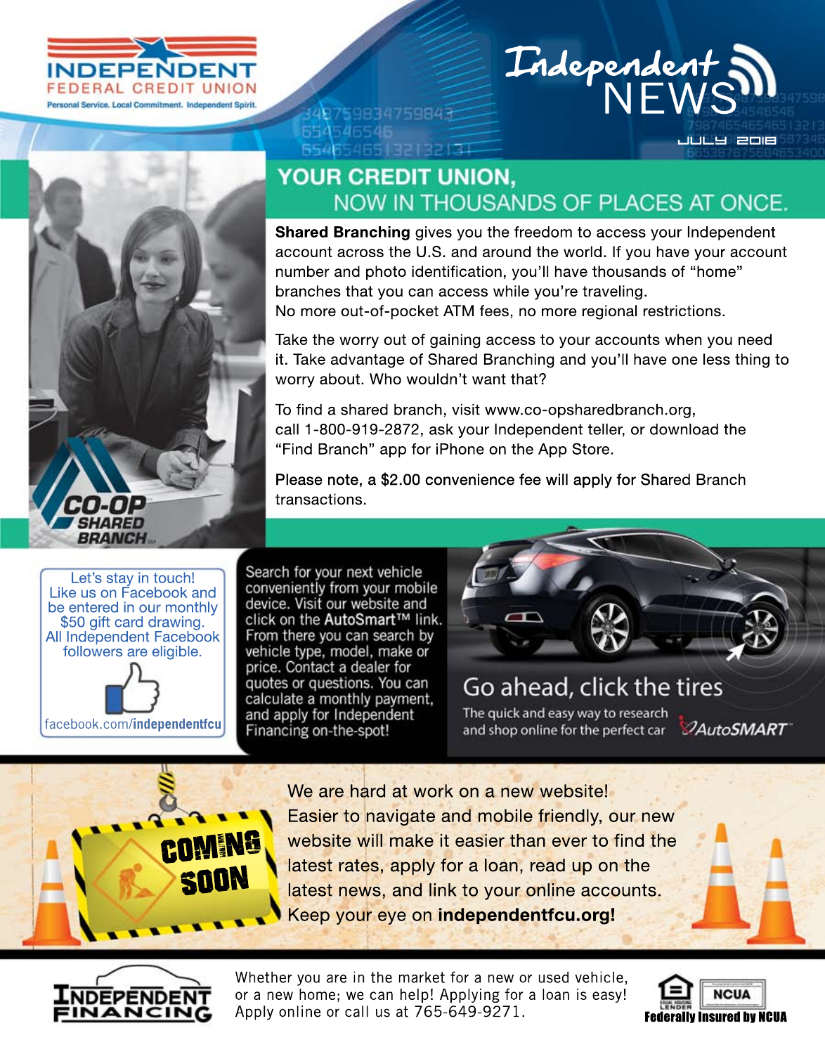INDEPENDENT FEDERAL CREDIT UNION

Personal Service. Local Commitment. Independent Spirit.

# Independent NEWS

JULY 2018

## YOUR CREDIT UNION, NOW IN THOUSANDS OF PLACES AT ONCE.

**Shared Branching** gives you the freedom to access your Independent account across the U.S. and around the world. If you have your account number and photo identification, you'll have thousands of "home" branches that you can access while you're traveling.
No more out-of-pocket ATM fees, no more regional restrictions.

Take the worry out of gaining access to your accounts when you need it. Take advantage of Shared Branching and you'll have one less thing to worry about. Who wouldn't want that?

To find a shared branch, visit www.co-opsharedbranch.org, call 1-800-919-2872, ask your Independent teller, or download the "Find Branch" app for iPhone on the App Store.

Please note, a $2.00 convenience fee will apply for Shared Branch transactions.

CO-OP SHARED BRANCH

Let's stay in touch! Like us on Facebook and be entered in our monthly $50 gift card drawing. All Independent Facebook followers are eligible.

facebook.com/**independentfcu**

Search for your next vehicle conveniently from your mobile device. Visit our website and click on the **AutoSmart™** link. From there you can search by vehicle type, model, make or price. Contact a dealer for quotes or questions. You can calculate a monthly payment, and apply for Independent Financing on-the-spot!

Go ahead, click the tires

The quick and easy way to research and shop online for the perfect car

AutoSMART™

COMING SOON

We are hard at work on a new website! Easier to navigate and mobile friendly, our new website will make it easier than ever to find the latest rates, apply for a loan, read up on the latest news, and link to your online accounts. Keep your eye on **independentfcu.org!**

INDEPENDENT FINANCING

Whether you are in the market for a new or used vehicle, or a new home; we can help! Applying for a loan is easy! Apply online or call us at 765-649-9271.

EQUAL HOUSING LENDER NCUA Federally Insured by NCUA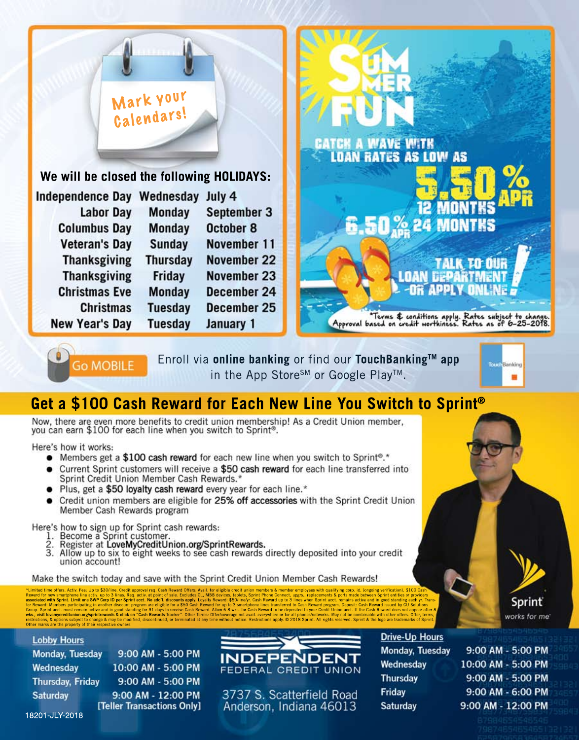Mark your Calendars!

**We will be closed the following HOLIDAYS:**

| | | |
|---|---|---|
| Independence Day | Wednesday | July 4 |
| Labor Day | Monday | September 3 |
| Columbus Day | Monday | October 8 |
| Veteran's Day | Sunday | November 11 |
| Thanksgiving | Thursday | November 22 |
| Thanksgiving | Friday | November 23 |
| Christmas Eve | Monday | December 24 |
| Christmas | Tuesday | December 25 |
| New Year's Day | Tuesday | January 1 |

# SUMMER FUN

CATCH A WAVE WITH LOAN RATES AS LOW AS

**5.50% APR 12 MONTHS**

**6.50% APR 24 MONTHS**

TALK TO OUR LOAN DEPARTMENT OR APPLY ONLINE!

*Terms & conditions apply. Rates subject to change. Approval based on credit worthiness. Rates as of 6-25-2018.

Go MOBILE

Enroll via **online banking** or find our **TouchBanking™ app** in the App Store℠ or Google Play™.

TouchBanking

## Get a $100 Cash Reward for Each New Line You Switch to Sprint®

Now, there are even more benefits to credit union membership! As a Credit Union member, you can earn $100 for each line when you switch to Sprint®.

Here's how it works:

- Members get a **$100 cash reward** for each new line when you switch to Sprint®.*
- Current Sprint customers will receive a **$50 cash reward** for each line transferred into Sprint Credit Union Member Cash Rewards.*
- Plus, get a **$50 loyalty cash reward** every year for each line.*
- Credit union members are eligible for **25% off accessories** with the Sprint Credit Union Member Cash Rewards program

Here's how to sign up for Sprint cash rewards:

1. Become a Sprint customer.
2. Register at **LoveMyCreditUnion.org/SprintRewards.**
3. Allow up to six to eight weeks to see cash rewards directly deposited into your credit union account!

Make the switch today and save with the Sprint Credit Union Member Cash Rewards!

*Limited time offers. Activ. Fee: Up to $30/line. Credit approval req. Cash Reward Offers: Avail. for eligible credit union members & member employees with qualifying corp. id. (ongoing verification). $100 Cash Reward for new smartphone line activ. up to 3 lines. Req. activ. at point of sale. Excludes CL, MBB devices, tablets, Sprint Phone Connect, upgrs., replacements & ports made between Sprint entities or providers **associated with Sprint. Limit one SWP Corp ID per Sprint acct. No add'l. discounts apply.** Loyalty Reward: $50/line/yr. Cash Reward up to 3 lines when Sprint acct. remains active and in good standing each yr. Transfer Reward: Members participating in another discount program are eligible for a $50 Cash Reward for up to 3 smartphone lines transferred to Cash Reward program. Deposit: Cash Reward issued by CU Solutions Group. Sprint acct. must remain active and in good standing for 31 days to receive Cash Reward. Allow 6-8 wks. for Cash Reward to be deposited to your Credit Union acct. If the Cash Reward does not appear after 8 **wks., visit lovemycreditunion.org/sprintrewards & click on "Cash Rewards Tracker".** Other Terms: Offer/coverage not avail. everywhere or for all phones/networks. May not be combinable with other offers. Offer, terms, restrictions, & options subject to change & may be modified, discontinued, or terminated at any time without notice. Restrictions apply. © 2018 Sprint. All rights reserved. Sprint & the logo are trademarks of Sprint. Other marks are the property of their respective owners.

Sprint works for me

**Lobby Hours**

| | |
|---|---|
| Monday, Tuesday | 9:00 AM - 5:00 PM |
| Wednesday | 10:00 AM - 5:00 PM |
| Thursday, Friday | 9:00 AM - 5:00 PM |
| Saturday | 9:00 AM - 12:00 PM [Teller Transactions Only] |

INDEPENDENT FEDERAL CREDIT UNION

3737 S. Scatterfield Road
Anderson, Indiana 46013

**Drive-Up Hours**

| | |
|---|---|
| Monday, Tuesday | 9:00 AM - 5:00 PM |
| Wednesday | 10:00 AM - 5:00 PM |
| Thursday | 9:00 AM - 5:00 PM |
| Friday | 9:00 AM - 6:00 PM |
| Saturday | 9:00 AM - 12:00 PM |

18201-JLY-2018